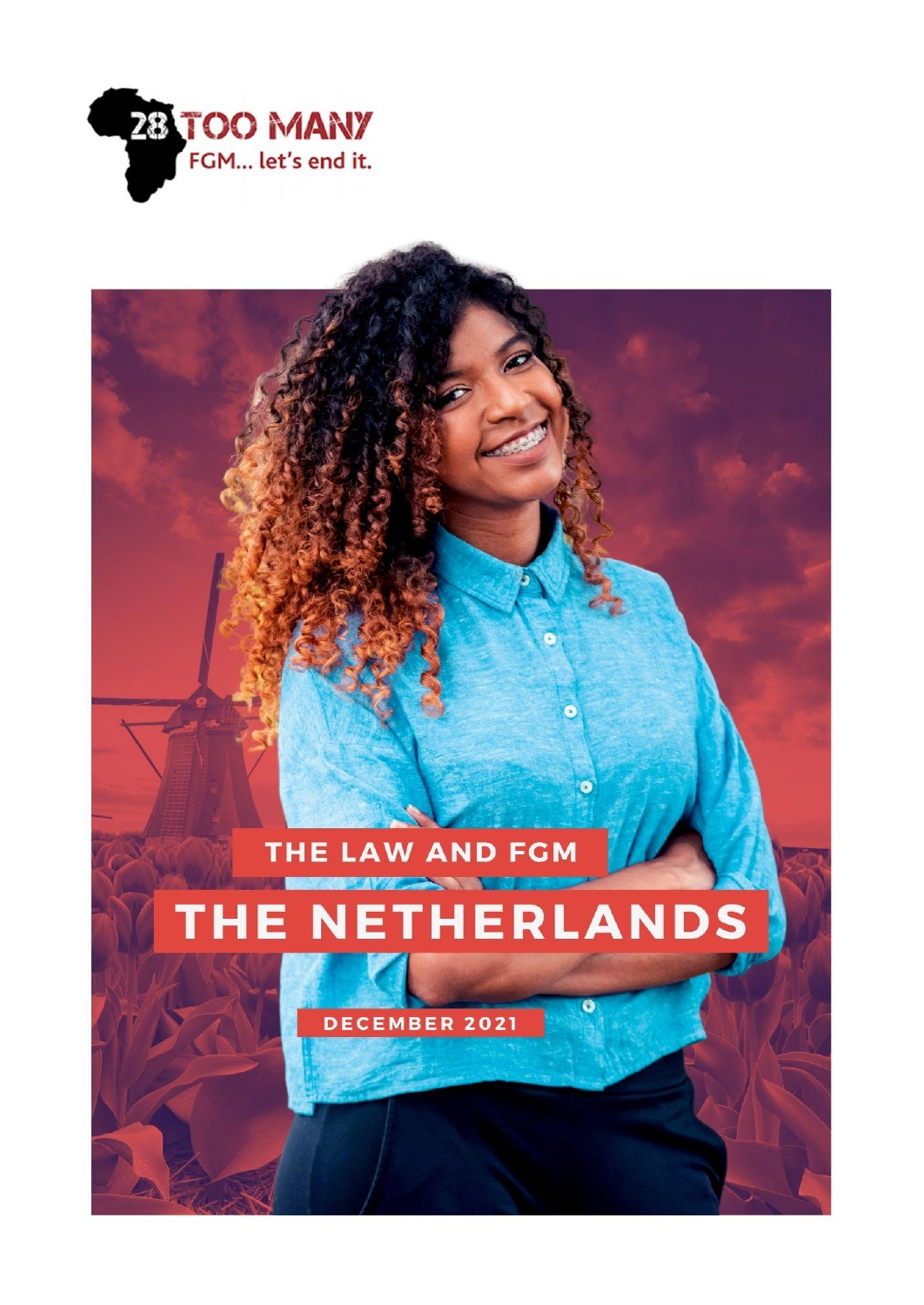28 TOO MANY

FGM... let's end it.

# THE LAW AND FGM

# THE NETHERLANDS

DECEMBER 2021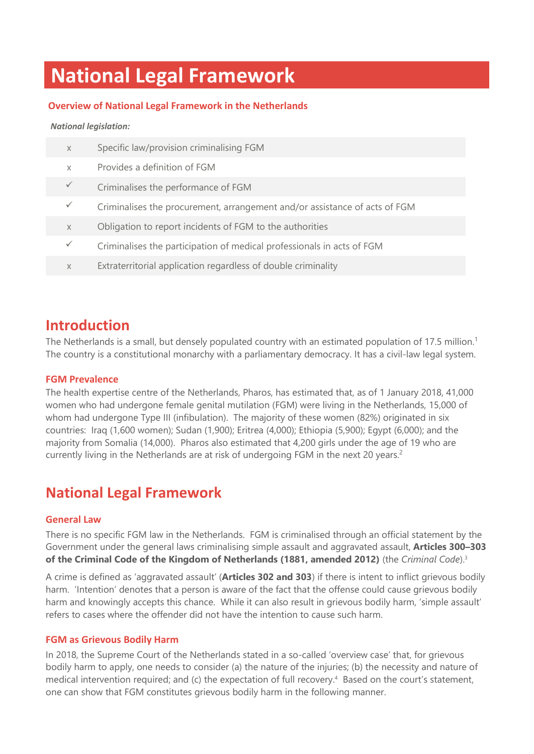# National Legal Framework

## Overview of National Legal Framework in the Netherlands

***National legislation:***

| | |
|---|---|
| x | Specific law/provision criminalising FGM |
| x | Provides a definition of FGM |
| ✓ | Criminalises the performance of FGM |
| ✓ | Criminalises the procurement, arrangement and/or assistance of acts of FGM |
| x | Obligation to report incidents of FGM to the authorities |
| ✓ | Criminalises the participation of medical professionals in acts of FGM |
| x | Extraterritorial application regardless of double criminality |

## Introduction

The Netherlands is a small, but densely populated country with an estimated population of 17.5 million.[1] The country is a constitutional monarchy with a parliamentary democracy. It has a civil-law legal system.

### FGM Prevalence

The health expertise centre of the Netherlands, Pharos, has estimated that, as of 1 January 2018, 41,000 women who had undergone female genital mutilation (FGM) were living in the Netherlands, 15,000 of whom had undergone Type III (infibulation). The majority of these women (82%) originated in six countries: Iraq (1,600 women); Sudan (1,900); Eritrea (4,000); Ethiopia (5,900); Egypt (6,000); and the majority from Somalia (14,000). Pharos also estimated that 4,200 girls under the age of 19 who are currently living in the Netherlands are at risk of undergoing FGM in the next 20 years.[2]

## National Legal Framework

### General Law

There is no specific FGM law in the Netherlands. FGM is criminalised through an official statement by the Government under the general laws criminalising simple assault and aggravated assault, **Articles 300–303 of the Criminal Code of the Kingdom of Netherlands (1881, amended 2012)** (the *Criminal Code*).[3]

A crime is defined as 'aggravated assault' (**Articles 302 and 303**) if there is intent to inflict grievous bodily harm. 'Intention' denotes that a person is aware of the fact that the offense could cause grievous bodily harm and knowingly accepts this chance. While it can also result in grievous bodily harm, 'simple assault' refers to cases where the offender did not have the intention to cause such harm.

### FGM as Grievous Bodily Harm

In 2018, the Supreme Court of the Netherlands stated in a so-called 'overview case' that, for grievous bodily harm to apply, one needs to consider (a) the nature of the injuries; (b) the necessity and nature of medical intervention required; and (c) the expectation of full recovery.[4] Based on the court's statement, one can show that FGM constitutes grievous bodily harm in the following manner.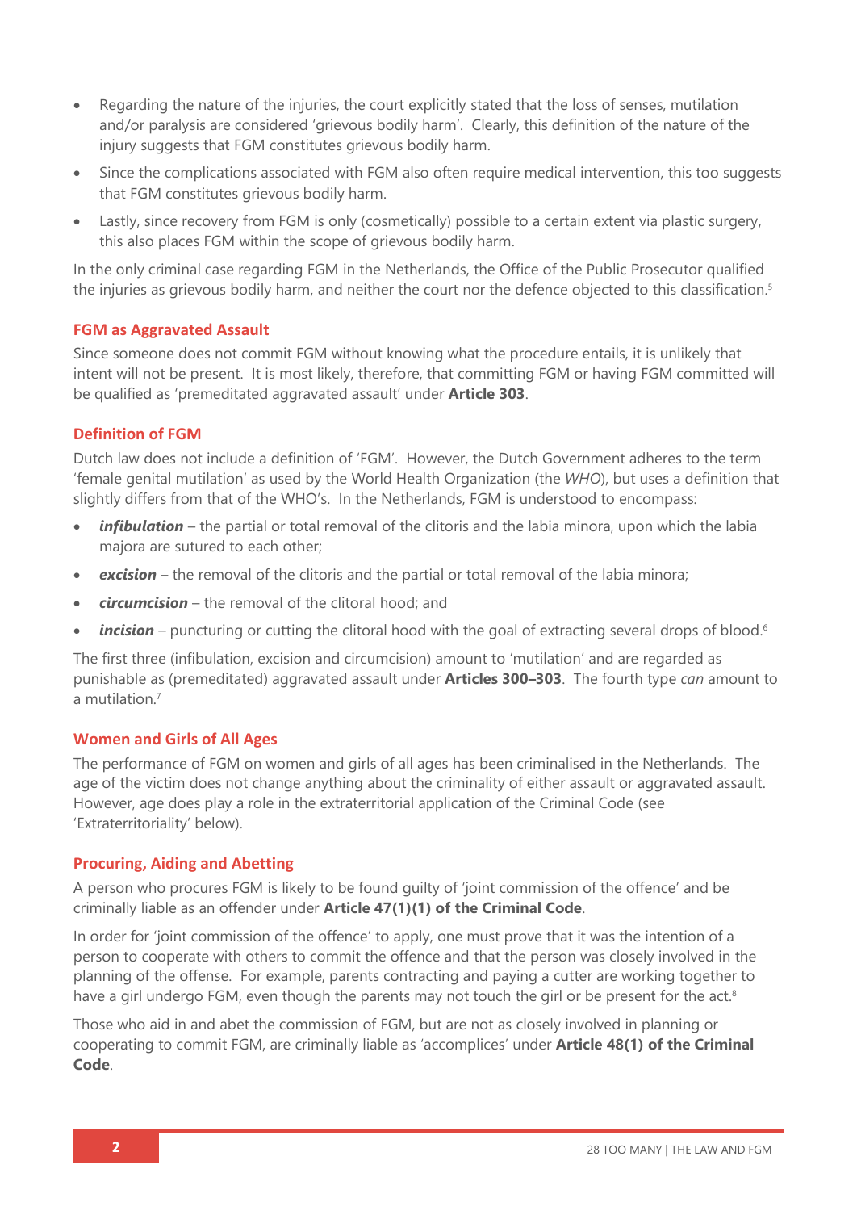- Regarding the nature of the injuries, the court explicitly stated that the loss of senses, mutilation and/or paralysis are considered 'grievous bodily harm'. Clearly, this definition of the nature of the injury suggests that FGM constitutes grievous bodily harm.
- Since the complications associated with FGM also often require medical intervention, this too suggests that FGM constitutes grievous bodily harm.
- Lastly, since recovery from FGM is only (cosmetically) possible to a certain extent via plastic surgery, this also places FGM within the scope of grievous bodily harm.

In the only criminal case regarding FGM in the Netherlands, the Office of the Public Prosecutor qualified the injuries as grievous bodily harm, and neither the court nor the defence objected to this classification.[5]

### FGM as Aggravated Assault

Since someone does not commit FGM without knowing what the procedure entails, it is unlikely that intent will not be present. It is most likely, therefore, that committing FGM or having FGM committed will be qualified as 'premeditated aggravated assault' under **Article 303**.

### Definition of FGM

Dutch law does not include a definition of 'FGM'. However, the Dutch Government adheres to the term 'female genital mutilation' as used by the World Health Organization (the *WHO*), but uses a definition that slightly differs from that of the WHO's. In the Netherlands, FGM is understood to encompass:

- ***infibulation*** – the partial or total removal of the clitoris and the labia minora, upon which the labia majora are sutured to each other;
- ***excision*** – the removal of the clitoris and the partial or total removal of the labia minora;
- ***circumcision*** – the removal of the clitoral hood; and
- ***incision*** – puncturing or cutting the clitoral hood with the goal of extracting several drops of blood.[6]

The first three (infibulation, excision and circumcision) amount to 'mutilation' and are regarded as punishable as (premeditated) aggravated assault under **Articles 300–303**. The fourth type *can* amount to a mutilation.[7]

### Women and Girls of All Ages

The performance of FGM on women and girls of all ages has been criminalised in the Netherlands. The age of the victim does not change anything about the criminality of either assault or aggravated assault. However, age does play a role in the extraterritorial application of the Criminal Code (see 'Extraterritoriality' below).

### Procuring, Aiding and Abetting

A person who procures FGM is likely to be found guilty of 'joint commission of the offence' and be criminally liable as an offender under **Article 47(1)(1) of the Criminal Code**.

In order for 'joint commission of the offence' to apply, one must prove that it was the intention of a person to cooperate with others to commit the offence and that the person was closely involved in the planning of the offense. For example, parents contracting and paying a cutter are working together to have a girl undergo FGM, even though the parents may not touch the girl or be present for the act.[8]

Those who aid in and abet the commission of FGM, but are not as closely involved in planning or cooperating to commit FGM, are criminally liable as 'accomplices' under **Article 48(1) of the Criminal Code**.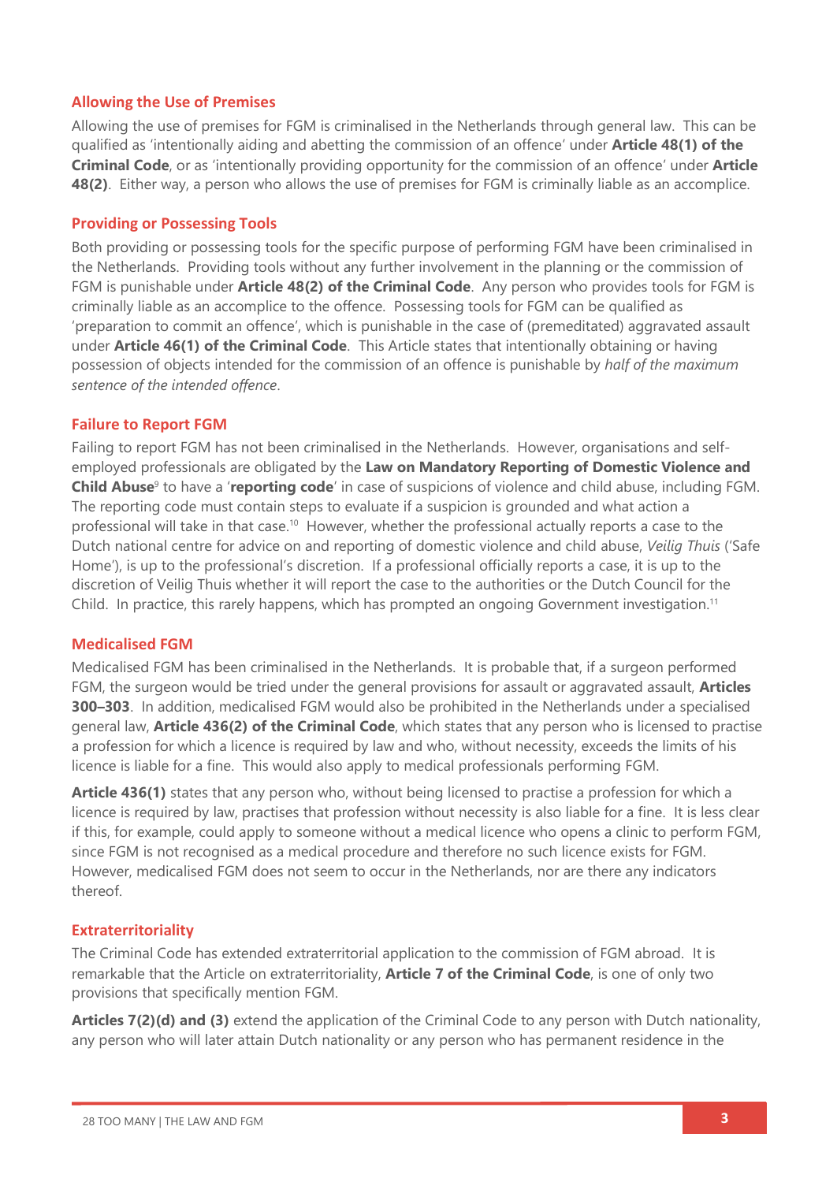## Allowing the Use of Premises

Allowing the use of premises for FGM is criminalised in the Netherlands through general law. This can be qualified as 'intentionally aiding and abetting the commission of an offence' under **Article 48(1) of the Criminal Code**, or as 'intentionally providing opportunity for the commission of an offence' under **Article 48(2)**. Either way, a person who allows the use of premises for FGM is criminally liable as an accomplice.

## Providing or Possessing Tools

Both providing or possessing tools for the specific purpose of performing FGM have been criminalised in the Netherlands. Providing tools without any further involvement in the planning or the commission of FGM is punishable under **Article 48(2) of the Criminal Code**. Any person who provides tools for FGM is criminally liable as an accomplice to the offence. Possessing tools for FGM can be qualified as 'preparation to commit an offence', which is punishable in the case of (premeditated) aggravated assault under **Article 46(1) of the Criminal Code**. This Article states that intentionally obtaining or having possession of objects intended for the commission of an offence is punishable by *half of the maximum sentence of the intended offence*.

## Failure to Report FGM

Failing to report FGM has not been criminalised in the Netherlands. However, organisations and self-employed professionals are obligated by the **Law on Mandatory Reporting of Domestic Violence and Child Abuse**[9] to have a '**reporting code**' in case of suspicions of violence and child abuse, including FGM. The reporting code must contain steps to evaluate if a suspicion is grounded and what action a professional will take in that case.[10] However, whether the professional actually reports a case to the Dutch national centre for advice on and reporting of domestic violence and child abuse, *Veilig Thuis* ('Safe Home'), is up to the professional's discretion. If a professional officially reports a case, it is up to the discretion of Veilig Thuis whether it will report the case to the authorities or the Dutch Council for the Child. In practice, this rarely happens, which has prompted an ongoing Government investigation.[11]

## Medicalised FGM

Medicalised FGM has been criminalised in the Netherlands. It is probable that, if a surgeon performed FGM, the surgeon would be tried under the general provisions for assault or aggravated assault, **Articles 300–303**. In addition, medicalised FGM would also be prohibited in the Netherlands under a specialised general law, **Article 436(2) of the Criminal Code**, which states that any person who is licensed to practise a profession for which a licence is required by law and who, without necessity, exceeds the limits of his licence is liable for a fine. This would also apply to medical professionals performing FGM.

**Article 436(1)** states that any person who, without being licensed to practise a profession for which a licence is required by law, practises that profession without necessity is also liable for a fine. It is less clear if this, for example, could apply to someone without a medical licence who opens a clinic to perform FGM, since FGM is not recognised as a medical procedure and therefore no such licence exists for FGM. However, medicalised FGM does not seem to occur in the Netherlands, nor are there any indicators thereof.

## Extraterritoriality

The Criminal Code has extended extraterritorial application to the commission of FGM abroad. It is remarkable that the Article on extraterritoriality, **Article 7 of the Criminal Code**, is one of only two provisions that specifically mention FGM.

**Articles 7(2)(d) and (3)** extend the application of the Criminal Code to any person with Dutch nationality, any person who will later attain Dutch nationality or any person who has permanent residence in the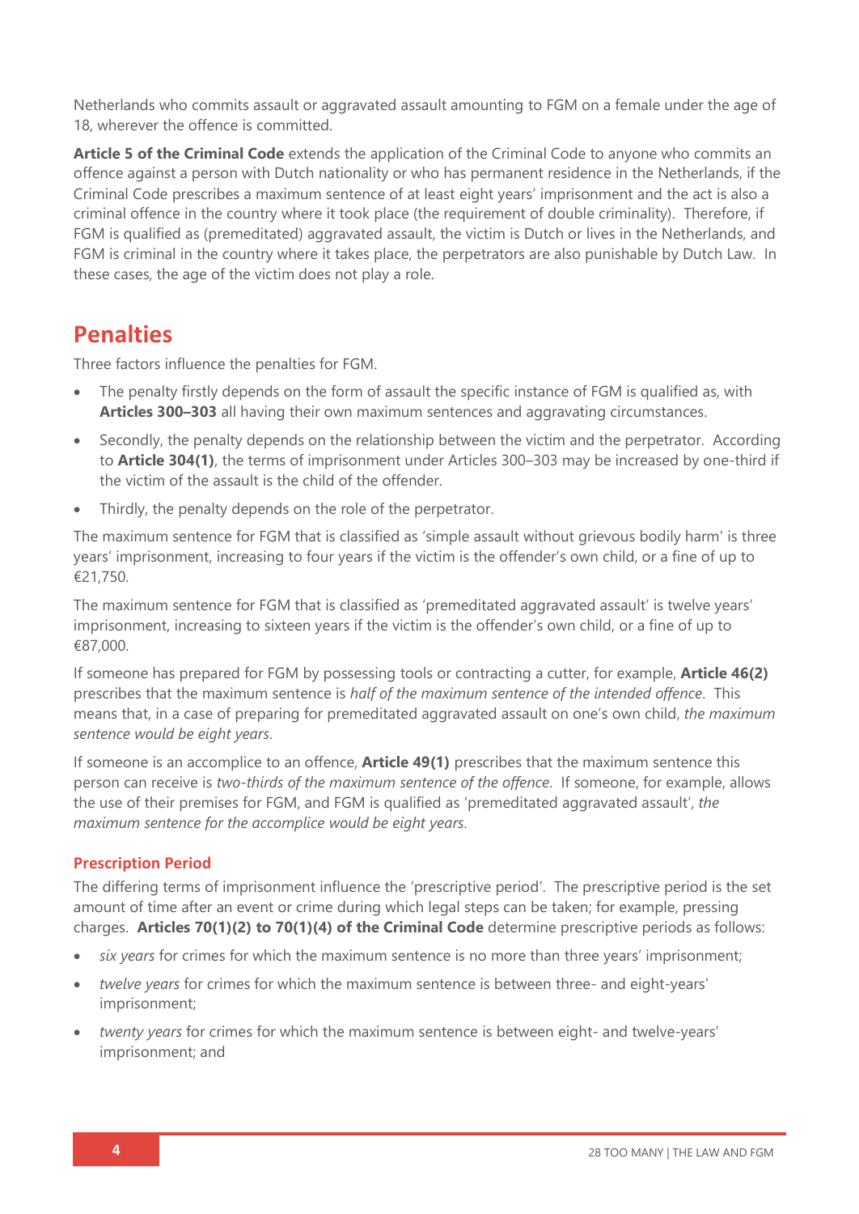Netherlands who commits assault or aggravated assault amounting to FGM on a female under the age of 18, wherever the offence is committed.

**Article 5 of the Criminal Code** extends the application of the Criminal Code to anyone who commits an offence against a person with Dutch nationality or who has permanent residence in the Netherlands, if the Criminal Code prescribes a maximum sentence of at least eight years' imprisonment and the act is also a criminal offence in the country where it took place (the requirement of double criminality). Therefore, if FGM is qualified as (premeditated) aggravated assault, the victim is Dutch or lives in the Netherlands, and FGM is criminal in the country where it takes place, the perpetrators are also punishable by Dutch Law. In these cases, the age of the victim does not play a role.

## Penalties

Three factors influence the penalties for FGM.

- The penalty firstly depends on the form of assault the specific instance of FGM is qualified as, with **Articles 300–303** all having their own maximum sentences and aggravating circumstances.
- Secondly, the penalty depends on the relationship between the victim and the perpetrator. According to **Article 304(1)**, the terms of imprisonment under Articles 300–303 may be increased by one-third if the victim of the assault is the child of the offender.
- Thirdly, the penalty depends on the role of the perpetrator.

The maximum sentence for FGM that is classified as 'simple assault without grievous bodily harm' is three years' imprisonment, increasing to four years if the victim is the offender's own child, or a fine of up to €21,750.

The maximum sentence for FGM that is classified as 'premeditated aggravated assault' is twelve years' imprisonment, increasing to sixteen years if the victim is the offender's own child, or a fine of up to €87,000.

If someone has prepared for FGM by possessing tools or contracting a cutter, for example, **Article 46(2)** prescribes that the maximum sentence is *half of the maximum sentence of the intended offence*. This means that, in a case of preparing for premeditated aggravated assault on one's own child, *the maximum sentence would be eight years*.

If someone is an accomplice to an offence, **Article 49(1)** prescribes that the maximum sentence this person can receive is *two-thirds of the maximum sentence of the offence*. If someone, for example, allows the use of their premises for FGM, and FGM is qualified as 'premeditated aggravated assault', *the maximum sentence for the accomplice would be eight years*.

### Prescription Period

The differing terms of imprisonment influence the 'prescriptive period'. The prescriptive period is the set amount of time after an event or crime during which legal steps can be taken; for example, pressing charges. **Articles 70(1)(2) to 70(1)(4) of the Criminal Code** determine prescriptive periods as follows:

- *six years* for crimes for which the maximum sentence is no more than three years' imprisonment;
- *twelve years* for crimes for which the maximum sentence is between three- and eight-years' imprisonment;
- *twenty years* for crimes for which the maximum sentence is between eight- and twelve-years' imprisonment; and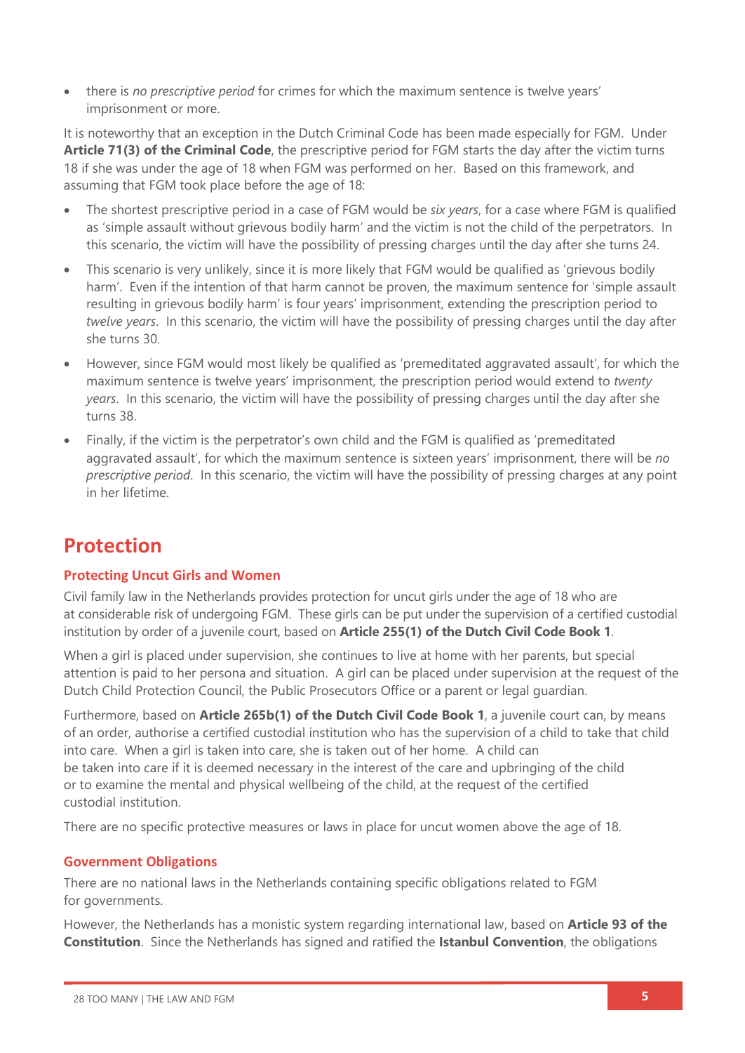- there is *no prescriptive period* for crimes for which the maximum sentence is twelve years' imprisonment or more.

It is noteworthy that an exception in the Dutch Criminal Code has been made especially for FGM. Under **Article 71(3) of the Criminal Code**, the prescriptive period for FGM starts the day after the victim turns 18 if she was under the age of 18 when FGM was performed on her. Based on this framework, and assuming that FGM took place before the age of 18:

- The shortest prescriptive period in a case of FGM would be *six years*, for a case where FGM is qualified as 'simple assault without grievous bodily harm' and the victim is not the child of the perpetrators. In this scenario, the victim will have the possibility of pressing charges until the day after she turns 24.
- This scenario is very unlikely, since it is more likely that FGM would be qualified as 'grievous bodily harm'. Even if the intention of that harm cannot be proven, the maximum sentence for 'simple assault resulting in grievous bodily harm' is four years' imprisonment, extending the prescription period to *twelve years*. In this scenario, the victim will have the possibility of pressing charges until the day after she turns 30.
- However, since FGM would most likely be qualified as 'premeditated aggravated assault', for which the maximum sentence is twelve years' imprisonment, the prescription period would extend to *twenty years*. In this scenario, the victim will have the possibility of pressing charges until the day after she turns 38.
- Finally, if the victim is the perpetrator's own child and the FGM is qualified as 'premeditated aggravated assault', for which the maximum sentence is sixteen years' imprisonment, there will be *no prescriptive period*. In this scenario, the victim will have the possibility of pressing charges at any point in her lifetime.

## Protection

### Protecting Uncut Girls and Women

Civil family law in the Netherlands provides protection for uncut girls under the age of 18 who are at considerable risk of undergoing FGM. These girls can be put under the supervision of a certified custodial institution by order of a juvenile court, based on **Article 255(1) of the Dutch Civil Code Book 1**.

When a girl is placed under supervision, she continues to live at home with her parents, but special attention is paid to her persona and situation. A girl can be placed under supervision at the request of the Dutch Child Protection Council, the Public Prosecutors Office or a parent or legal guardian.

Furthermore, based on **Article 265b(1) of the Dutch Civil Code Book 1**, a juvenile court can, by means of an order, authorise a certified custodial institution who has the supervision of a child to take that child into care. When a girl is taken into care, she is taken out of her home. A child can be taken into care if it is deemed necessary in the interest of the care and upbringing of the child or to examine the mental and physical wellbeing of the child, at the request of the certified custodial institution.

There are no specific protective measures or laws in place for uncut women above the age of 18.

### Government Obligations

There are no national laws in the Netherlands containing specific obligations related to FGM for governments.

However, the Netherlands has a monistic system regarding international law, based on **Article 93 of the Constitution**. Since the Netherlands has signed and ratified the **Istanbul Convention**, the obligations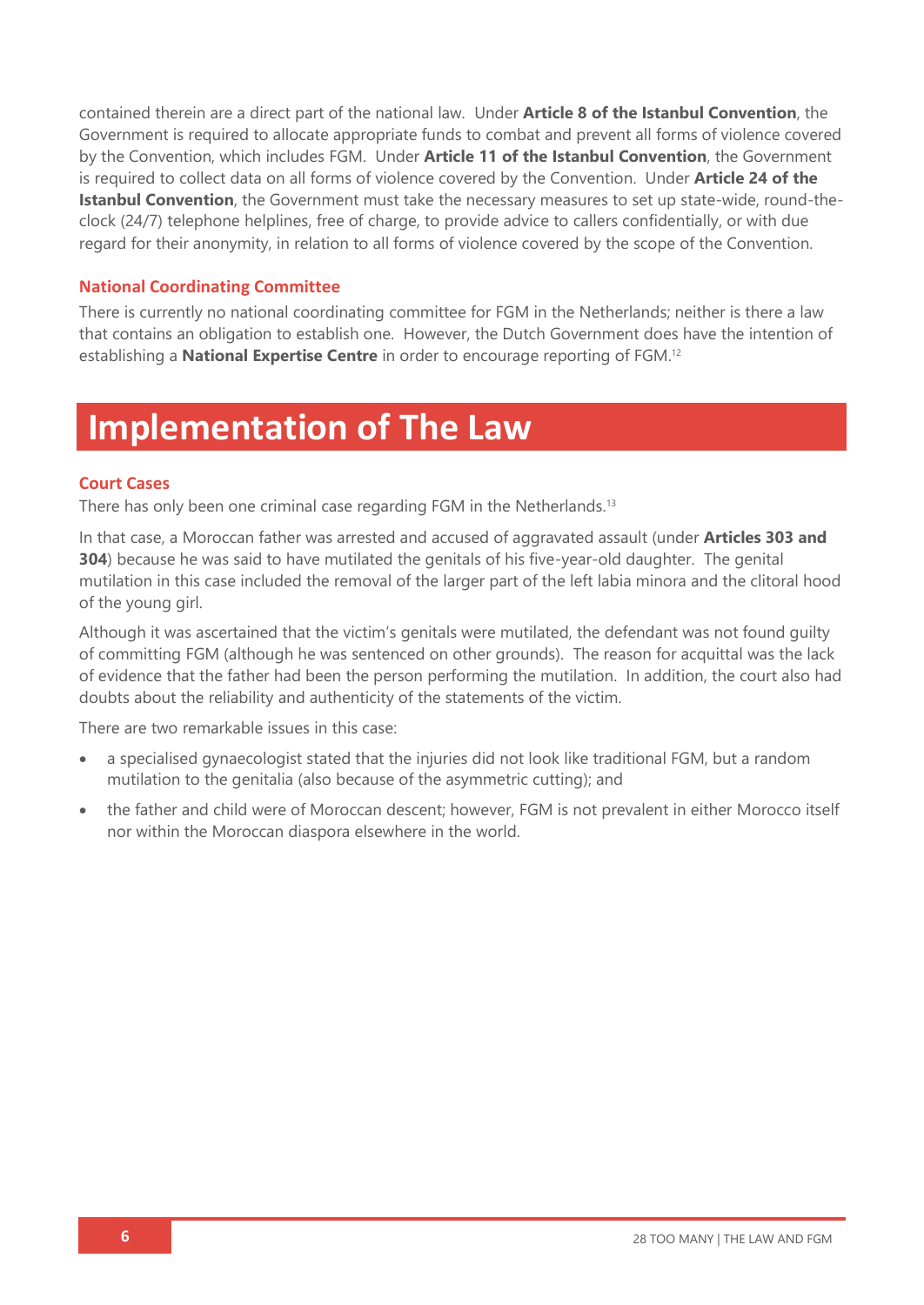contained therein are a direct part of the national law. Under **Article 8 of the Istanbul Convention**, the Government is required to allocate appropriate funds to combat and prevent all forms of violence covered by the Convention, which includes FGM. Under **Article 11 of the Istanbul Convention**, the Government is required to collect data on all forms of violence covered by the Convention. Under **Article 24 of the Istanbul Convention**, the Government must take the necessary measures to set up state-wide, round-the-clock (24/7) telephone helplines, free of charge, to provide advice to callers confidentially, or with due regard for their anonymity, in relation to all forms of violence covered by the scope of the Convention.

### National Coordinating Committee

There is currently no national coordinating committee for FGM in the Netherlands; neither is there a law that contains an obligation to establish one. However, the Dutch Government does have the intention of establishing a **National Expertise Centre** in order to encourage reporting of FGM.[12]

# Implementation of The Law

### Court Cases

There has only been one criminal case regarding FGM in the Netherlands.[13]

In that case, a Moroccan father was arrested and accused of aggravated assault (under **Articles 303 and 304**) because he was said to have mutilated the genitals of his five-year-old daughter. The genital mutilation in this case included the removal of the larger part of the left labia minora and the clitoral hood of the young girl.

Although it was ascertained that the victim's genitals were mutilated, the defendant was not found guilty of committing FGM (although he was sentenced on other grounds). The reason for acquittal was the lack of evidence that the father had been the person performing the mutilation. In addition, the court also had doubts about the reliability and authenticity of the statements of the victim.

There are two remarkable issues in this case:

- a specialised gynaecologist stated that the injuries did not look like traditional FGM, but a random mutilation to the genitalia (also because of the asymmetric cutting); and
- the father and child were of Moroccan descent; however, FGM is not prevalent in either Morocco itself nor within the Moroccan diaspora elsewhere in the world.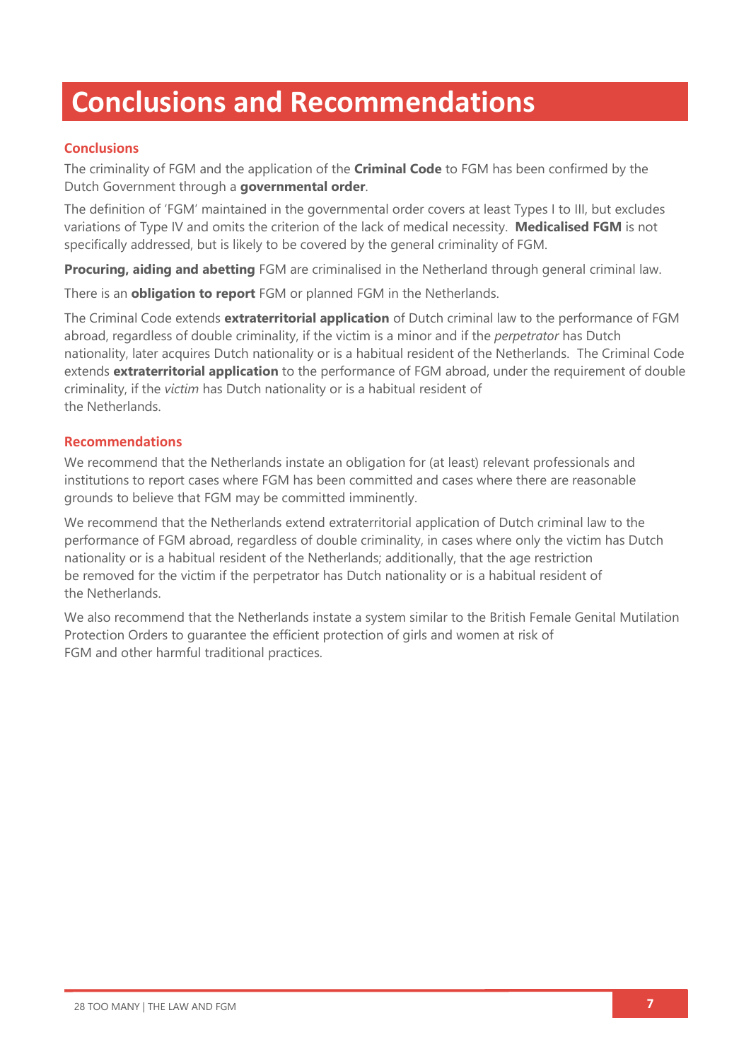# Conclusions and Recommendations

## Conclusions

The criminality of FGM and the application of the **Criminal Code** to FGM has been confirmed by the Dutch Government through a **governmental order**.

The definition of 'FGM' maintained in the governmental order covers at least Types I to III, but excludes variations of Type IV and omits the criterion of the lack of medical necessity. **Medicalised FGM** is not specifically addressed, but is likely to be covered by the general criminality of FGM.

**Procuring, aiding and abetting** FGM are criminalised in the Netherland through general criminal law.

There is an **obligation to report** FGM or planned FGM in the Netherlands.

The Criminal Code extends **extraterritorial application** of Dutch criminal law to the performance of FGM abroad, regardless of double criminality, if the victim is a minor and if the *perpetrator* has Dutch nationality, later acquires Dutch nationality or is a habitual resident of the Netherlands. The Criminal Code extends **extraterritorial application** to the performance of FGM abroad, under the requirement of double criminality, if the *victim* has Dutch nationality or is a habitual resident of the Netherlands.

## Recommendations

We recommend that the Netherlands instate an obligation for (at least) relevant professionals and institutions to report cases where FGM has been committed and cases where there are reasonable grounds to believe that FGM may be committed imminently.

We recommend that the Netherlands extend extraterritorial application of Dutch criminal law to the performance of FGM abroad, regardless of double criminality, in cases where only the victim has Dutch nationality or is a habitual resident of the Netherlands; additionally, that the age restriction be removed for the victim if the perpetrator has Dutch nationality or is a habitual resident of the Netherlands.

We also recommend that the Netherlands instate a system similar to the British Female Genital Mutilation Protection Orders to guarantee the efficient protection of girls and women at risk of FGM and other harmful traditional practices.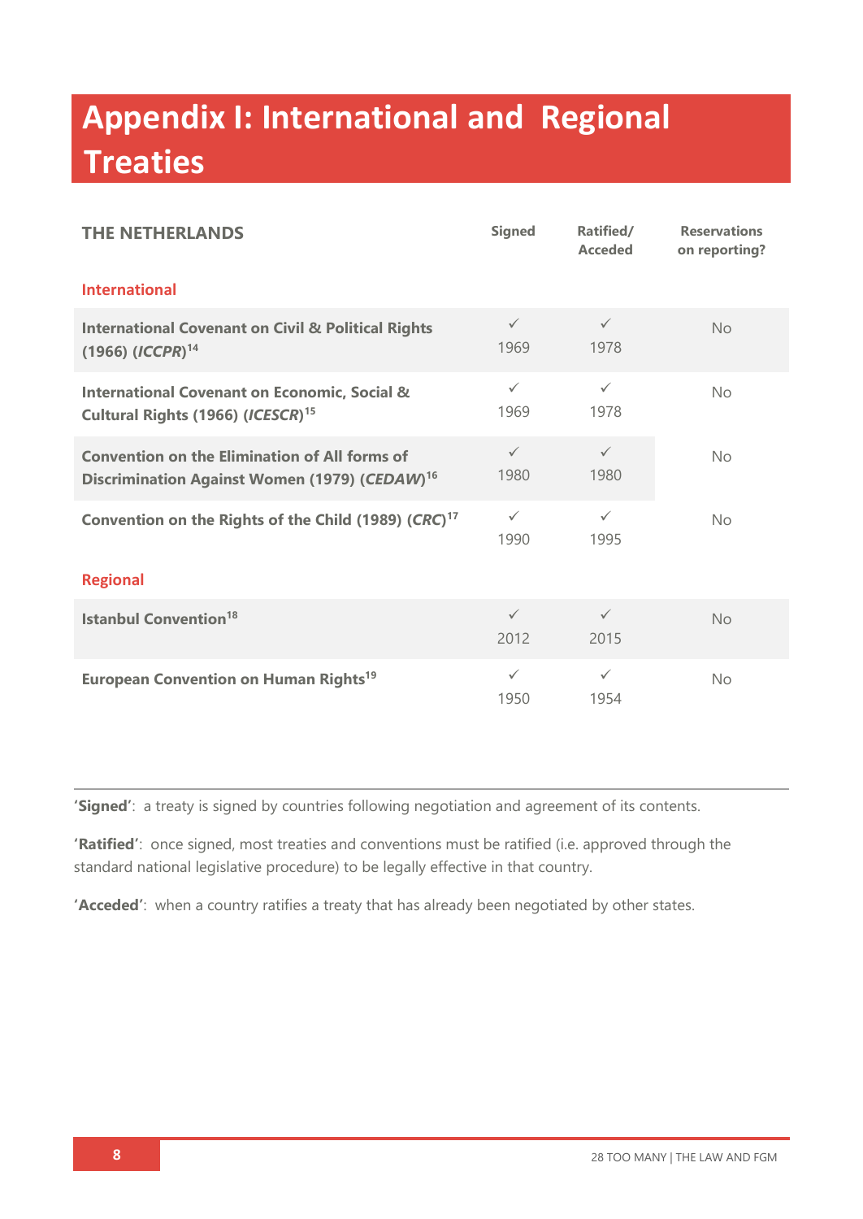# Appendix I: International and Regional Treaties

| THE NETHERLANDS | Signed | Ratified/ Acceded | Reservations on reporting? |
|---|---|---|---|
| **International** | | | |
| **International Covenant on Civil & Political Rights (1966) (*ICCPR*)**[14] | ✓ 1969 | ✓ 1978 | No |
| **International Covenant on Economic, Social & Cultural Rights (1966) (*ICESCR*)**[15] | ✓ 1969 | ✓ 1978 | No |
| **Convention on the Elimination of All forms of Discrimination Against Women (1979) (*CEDAW*)**[16] | ✓ 1980 | ✓ 1980 | No |
| **Convention on the Rights of the Child (1989) (*CRC*)**[17] | ✓ 1990 | ✓ 1995 | No |
| **Regional** | | | |
| **Istanbul Convention**[18] | ✓ 2012 | ✓ 2015 | No |
| **European Convention on Human Rights**[19] | ✓ 1950 | ✓ 1954 | No |

**'Signed'**: a treaty is signed by countries following negotiation and agreement of its contents.

**'Ratified'**: once signed, most treaties and conventions must be ratified (i.e. approved through the standard national legislative procedure) to be legally effective in that country.

**'Acceded'**: when a country ratifies a treaty that has already been negotiated by other states.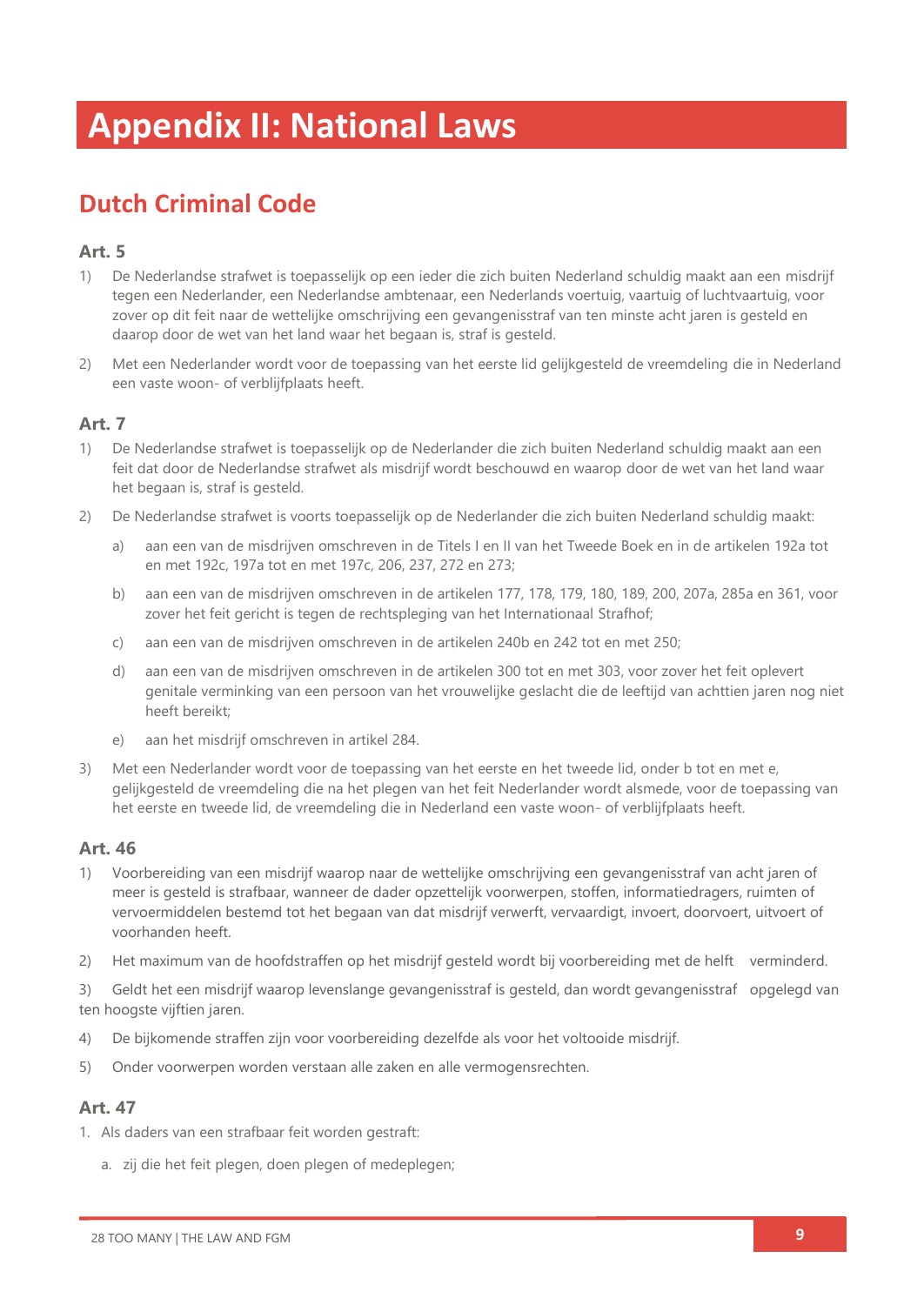# Appendix II: National Laws

## Dutch Criminal Code

### Art. 5

1) De Nederlandse strafwet is toepasselijk op een ieder die zich buiten Nederland schuldig maakt aan een misdrijf tegen een Nederlander, een Nederlandse ambtenaar, een Nederlands voertuig, vaartuig of luchtvaartuig, voor zover op dit feit naar de wettelijke omschrijving een gevangenisstraf van ten minste acht jaren is gesteld en daarop door de wet van het land waar het begaan is, straf is gesteld.

2) Met een Nederlander wordt voor de toepassing van het eerste lid gelijkgesteld de vreemdeling die in Nederland een vaste woon- of verblijfplaats heeft.

### Art. 7

1) De Nederlandse strafwet is toepasselijk op de Nederlander die zich buiten Nederland schuldig maakt aan een feit dat door de Nederlandse strafwet als misdrijf wordt beschouwd en waarop door de wet van het land waar het begaan is, straf is gesteld.

2) De Nederlandse strafwet is voorts toepasselijk op de Nederlander die zich buiten Nederland schuldig maakt:

   a) aan een van de misdrijven omschreven in de Titels I en II van het Tweede Boek en in de artikelen 192a tot en met 192c, 197a tot en met 197c, 206, 237, 272 en 273;

   b) aan een van de misdrijven omschreven in de artikelen 177, 178, 179, 180, 189, 200, 207a, 285a en 361, voor zover het feit gericht is tegen de rechtspleging van het Internationaal Strafhof;

   c) aan een van de misdrijven omschreven in de artikelen 240b en 242 tot en met 250;

   d) aan een van de misdrijven omschreven in de artikelen 300 tot en met 303, voor zover het feit oplevert genitale verminking van een persoon van het vrouwelijke geslacht die de leeftijd van achttien jaren nog niet heeft bereikt;

   e) aan het misdrijf omschreven in artikel 284.

3) Met een Nederlander wordt voor de toepassing van het eerste en het tweede lid, onder b tot en met e, gelijkgesteld de vreemdeling die na het plegen van het feit Nederlander wordt alsmede, voor de toepassing van het eerste en tweede lid, de vreemdeling die in Nederland een vaste woon- of verblijfplaats heeft.

### Art. 46

1) Voorbereiding van een misdrijf waarop naar de wettelijke omschrijving een gevangenisstraf van acht jaren of meer is gesteld is strafbaar, wanneer de dader opzettelijk voorwerpen, stoffen, informatiedragers, ruimten of vervoermiddelen bestemd tot het begaan van dat misdrijf verwerft, vervaardigt, invoert, doorvoert, uitvoert of voorhanden heeft.

2) Het maximum van de hoofdstraffen op het misdrijf gesteld wordt bij voorbereiding met de helft verminderd.

3) Geldt het een misdrijf waarop levenslange gevangenisstraf is gesteld, dan wordt gevangenisstraf opgelegd van ten hoogste vijftien jaren.

4) De bijkomende straffen zijn voor voorbereiding dezelfde als voor het voltooide misdrijf.

5) Onder voorwerpen worden verstaan alle zaken en alle vermogensrechten.

### Art. 47

1. Als daders van een strafbaar feit worden gestraft:

   a. zij die het feit plegen, doen plegen of medeplegen;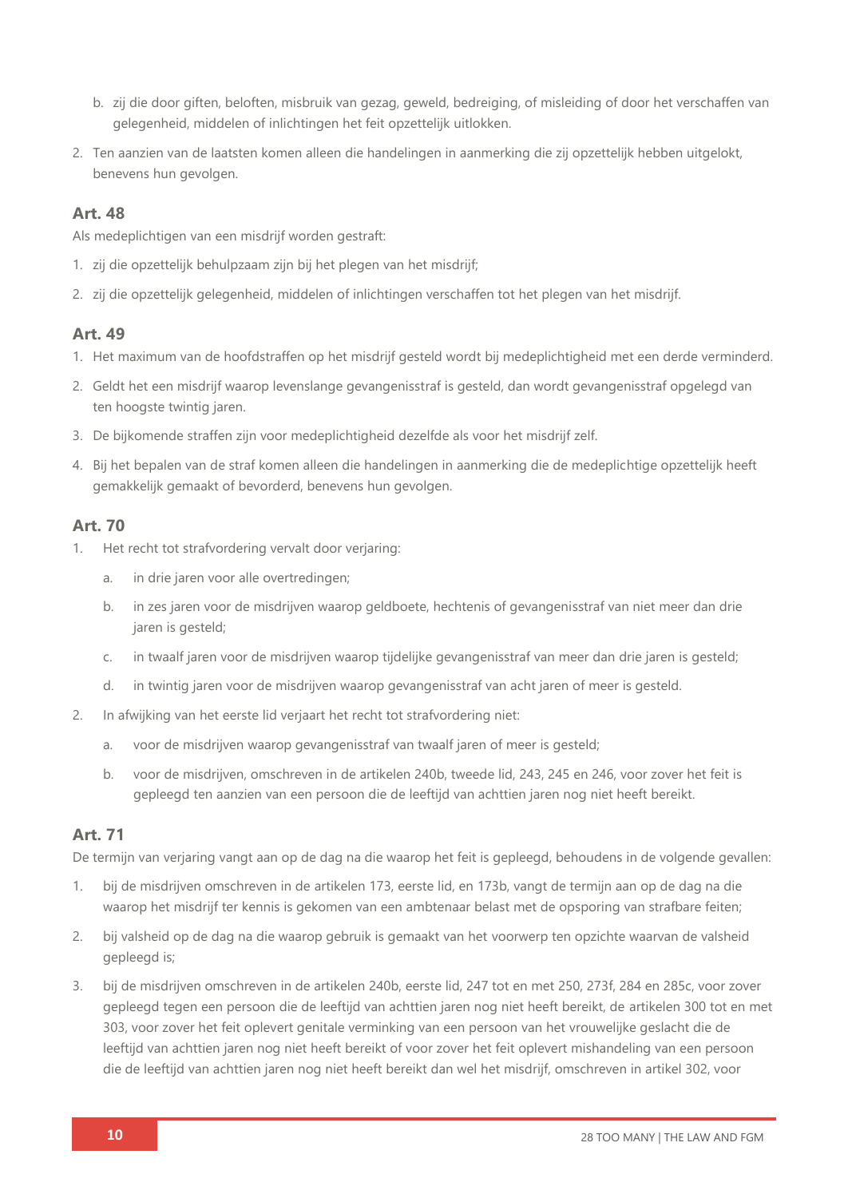b. zij die door giften, beloften, misbruik van gezag, geweld, bedreiging, of misleiding of door het verschaffen van gelegenheid, middelen of inlichtingen het feit opzettelijk uitlokken.

2. Ten aanzien van de laatsten komen alleen die handelingen in aanmerking die zij opzettelijk hebben uitgelokt, benevens hun gevolgen.

### Art. 48

Als medeplichtigen van een misdrijf worden gestraft:

1. zij die opzettelijk behulpzaam zijn bij het plegen van het misdrijf;
2. zij die opzettelijk gelegenheid, middelen of inlichtingen verschaffen tot het plegen van het misdrijf.

### Art. 49

1. Het maximum van de hoofdstraffen op het misdrijf gesteld wordt bij medeplichtigheid met een derde verminderd.
2. Geldt het een misdrijf waarop levenslange gevangenisstraf is gesteld, dan wordt gevangenisstraf opgelegd van ten hoogste twintig jaren.
3. De bijkomende straffen zijn voor medeplichtigheid dezelfde als voor het misdrijf zelf.
4. Bij het bepalen van de straf komen alleen die handelingen in aanmerking die de medeplichtige opzettelijk heeft gemakkelijk gemaakt of bevorderd, benevens hun gevolgen.

### Art. 70

1. Het recht tot strafvordering vervalt door verjaring:
   a. in drie jaren voor alle overtredingen;
   b. in zes jaren voor de misdrijven waarop geldboete, hechtenis of gevangenisstraf van niet meer dan drie jaren is gesteld;
   c. in twaalf jaren voor de misdrijven waarop tijdelijke gevangenisstraf van meer dan drie jaren is gesteld;
   d. in twintig jaren voor de misdrijven waarop gevangenisstraf van acht jaren of meer is gesteld.
2. In afwijking van het eerste lid verjaart het recht tot strafvordering niet:
   a. voor de misdrijven waarop gevangenisstraf van twaalf jaren of meer is gesteld;
   b. voor de misdrijven, omschreven in de artikelen 240b, tweede lid, 243, 245 en 246, voor zover het feit is gepleegd ten aanzien van een persoon die de leeftijd van achttien jaren nog niet heeft bereikt.

### Art. 71

De termijn van verjaring vangt aan op de dag na die waarop het feit is gepleegd, behoudens in de volgende gevallen:

1. bij de misdrijven omschreven in de artikelen 173, eerste lid, en 173b, vangt de termijn aan op de dag na die waarop het misdrijf ter kennis is gekomen van een ambtenaar belast met de opsporing van strafbare feiten;
2. bij valsheid op de dag na die waarop gebruik is gemaakt van het voorwerp ten opzichte waarvan de valsheid gepleegd is;
3. bij de misdrijven omschreven in de artikelen 240b, eerste lid, 247 tot en met 250, 273f, 284 en 285c, voor zover gepleegd tegen een persoon die de leeftijd van achttien jaren nog niet heeft bereikt, de artikelen 300 tot en met 303, voor zover het feit oplevert genitale verminking van een persoon van het vrouwelijke geslacht die de leeftijd van achttien jaren nog niet heeft bereikt of voor zover het feit oplevert mishandeling van een persoon die de leeftijd van achttien jaren nog niet heeft bereikt dan wel het misdrijf, omschreven in artikel 302, voor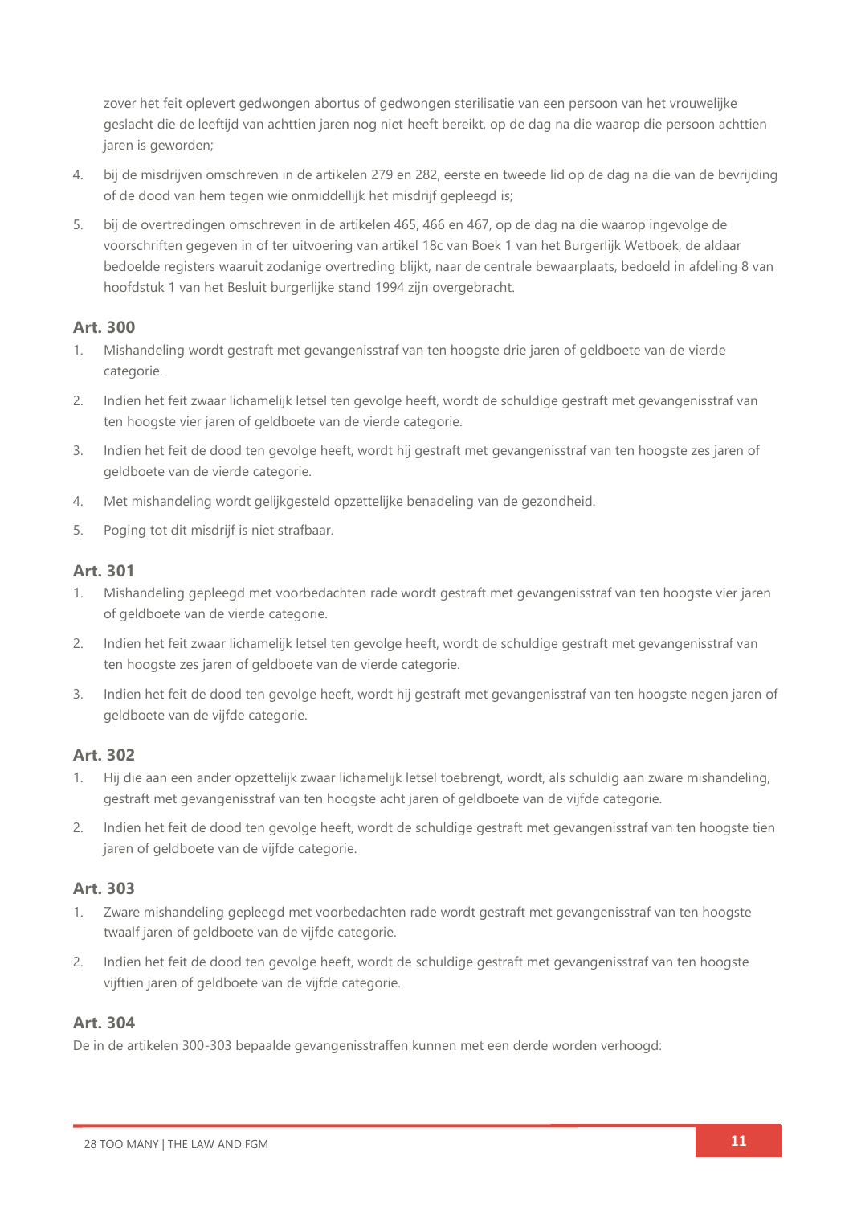zover het feit oplevert gedwongen abortus of gedwongen sterilisatie van een persoon van het vrouwelijke geslacht die de leeftijd van achttien jaren nog niet heeft bereikt, op de dag na die waarop die persoon achttien jaren is geworden;

4. bij de misdrijven omschreven in de artikelen 279 en 282, eerste en tweede lid op de dag na die van de bevrijding of de dood van hem tegen wie onmiddellijk het misdrijf gepleegd is;
5. bij de overtredingen omschreven in de artikelen 465, 466 en 467, op de dag na die waarop ingevolge de voorschriften gegeven in of ter uitvoering van artikel 18c van Boek 1 van het Burgerlijk Wetboek, de aldaar bedoelde registers waaruit zodanige overtreding blijkt, naar de centrale bewaarplaats, bedoeld in afdeling 8 van hoofdstuk 1 van het Besluit burgerlijke stand 1994 zijn overgebracht.

### Art. 300

1. Mishandeling wordt gestraft met gevangenisstraf van ten hoogste drie jaren of geldboete van de vierde categorie.
2. Indien het feit zwaar lichamelijk letsel ten gevolge heeft, wordt de schuldige gestraft met gevangenisstraf van ten hoogste vier jaren of geldboete van de vierde categorie.
3. Indien het feit de dood ten gevolge heeft, wordt hij gestraft met gevangenisstraf van ten hoogste zes jaren of geldboete van de vierde categorie.
4. Met mishandeling wordt gelijkgesteld opzettelijke benadeling van de gezondheid.
5. Poging tot dit misdrijf is niet strafbaar.

### Art. 301

1. Mishandeling gepleegd met voorbedachten rade wordt gestraft met gevangenisstraf van ten hoogste vier jaren of geldboete van de vierde categorie.
2. Indien het feit zwaar lichamelijk letsel ten gevolge heeft, wordt de schuldige gestraft met gevangenisstraf van ten hoogste zes jaren of geldboete van de vierde categorie.
3. Indien het feit de dood ten gevolge heeft, wordt hij gestraft met gevangenisstraf van ten hoogste negen jaren of geldboete van de vijfde categorie.

### Art. 302

1. Hij die aan een ander opzettelijk zwaar lichamelijk letsel toebrengt, wordt, als schuldig aan zware mishandeling, gestraft met gevangenisstraf van ten hoogste acht jaren of geldboete van de vijfde categorie.
2. Indien het feit de dood ten gevolge heeft, wordt de schuldige gestraft met gevangenisstraf van ten hoogste tien jaren of geldboete van de vijfde categorie.

### Art. 303

1. Zware mishandeling gepleegd met voorbedachten rade wordt gestraft met gevangenisstraf van ten hoogste twaalf jaren of geldboete van de vijfde categorie.
2. Indien het feit de dood ten gevolge heeft, wordt de schuldige gestraft met gevangenisstraf van ten hoogste vijftien jaren of geldboete van de vijfde categorie.

### Art. 304

De in de artikelen 300-303 bepaalde gevangenisstraffen kunnen met een derde worden verhoogd: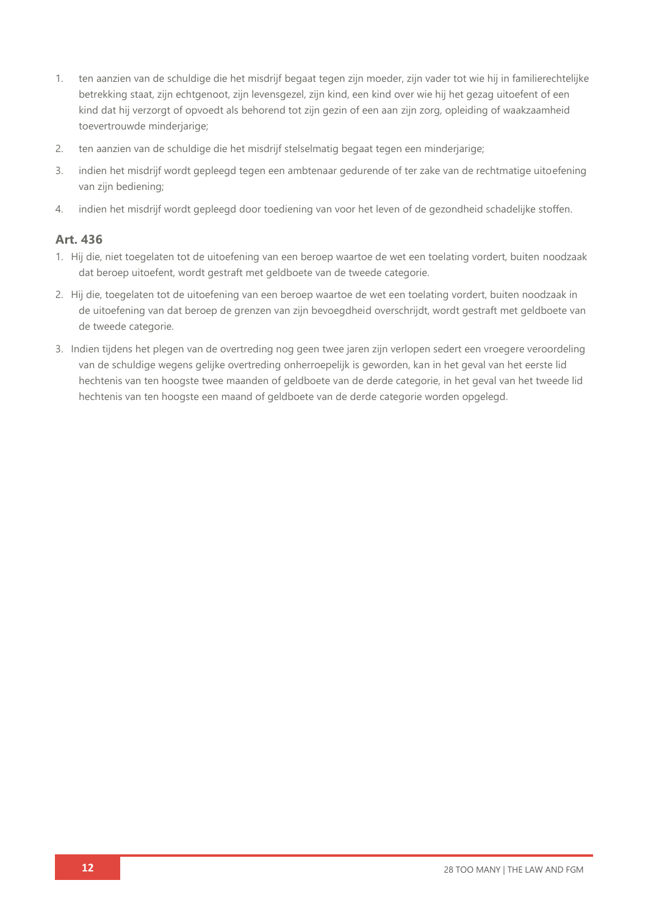1. ten aanzien van de schuldige die het misdrijf begaat tegen zijn moeder, zijn vader tot wie hij in familierechtelijke betrekking staat, zijn echtgenoot, zijn levensgezel, zijn kind, een kind over wie hij het gezag uitoefent of een kind dat hij verzorgt of opvoedt als behorend tot zijn gezin of een aan zijn zorg, opleiding of waakzaamheid toevertrouwde minderjarige;
2. ten aanzien van de schuldige die het misdrijf stelselmatig begaat tegen een minderjarige;
3. indien het misdrijf wordt gepleegd tegen een ambtenaar gedurende of ter zake van de rechtmatige uitoefening van zijn bediening;
4. indien het misdrijf wordt gepleegd door toediening van voor het leven of de gezondheid schadelijke stoffen.

### Art. 436

1. Hij die, niet toegelaten tot de uitoefening van een beroep waartoe de wet een toelating vordert, buiten noodzaak dat beroep uitoefent, wordt gestraft met geldboete van de tweede categorie.
2. Hij die, toegelaten tot de uitoefening van een beroep waartoe de wet een toelating vordert, buiten noodzaak in de uitoefening van dat beroep de grenzen van zijn bevoegdheid overschrijdt, wordt gestraft met geldboete van de tweede categorie.
3. Indien tijdens het plegen van de overtreding nog geen twee jaren zijn verlopen sedert een vroegere veroordeling van de schuldige wegens gelijke overtreding onherroepelijk is geworden, kan in het geval van het eerste lid hechtenis van ten hoogste twee maanden of geldboete van de derde categorie, in het geval van het tweede lid hechtenis van ten hoogste een maand of geldboete van de derde categorie worden opgelegd.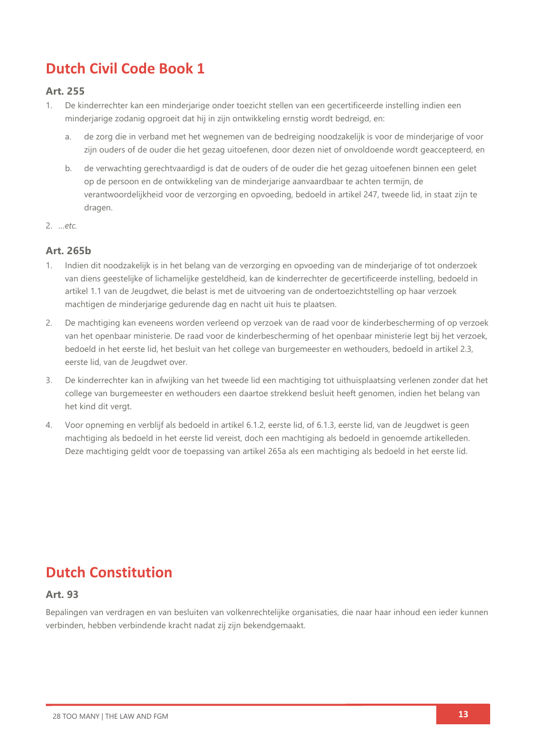# Dutch Civil Code Book 1

### Art. 255

1. De kinderrechter kan een minderjarige onder toezicht stellen van een gecertificeerde instelling indien een minderjarige zodanig opgroeit dat hij in zijn ontwikkeling ernstig wordt bedreigd, en:

    a. de zorg die in verband met het wegnemen van de bedreiging noodzakelijk is voor de minderjarige of voor zijn ouders of de ouder die het gezag uitoefenen, door dezen niet of onvoldoende wordt geaccepteerd, en

    b. de verwachting gerechtvaardigd is dat de ouders of de ouder die het gezag uitoefenen binnen een gelet op de persoon en de ontwikkeling van de minderjarige aanvaardbaar te achten termijn, de verantwoordelijkheid voor de verzorging en opvoeding, bedoeld in artikel 247, tweede lid, in staat zijn te dragen.

2. *...etc.*

### Art. 265b

1. Indien dit noodzakelijk is in het belang van de verzorging en opvoeding van de minderjarige of tot onderzoek van diens geestelijke of lichamelijke gesteldheid, kan de kinderrechter de gecertificeerde instelling, bedoeld in artikel 1.1 van de Jeugdwet, die belast is met de uitvoering van de ondertoezichtstelling op haar verzoek machtigen de minderjarige gedurende dag en nacht uit huis te plaatsen.
2. De machtiging kan eveneens worden verleend op verzoek van de raad voor de kinderbescherming of op verzoek van het openbaar ministerie. De raad voor de kinderbescherming of het openbaar ministerie legt bij het verzoek, bedoeld in het eerste lid, het besluit van het college van burgemeester en wethouders, bedoeld in artikel 2.3, eerste lid, van de Jeugdwet over.
3. De kinderrechter kan in afwijking van het tweede lid een machtiging tot uithuisplaatsing verlenen zonder dat het college van burgemeester en wethouders een daartoe strekkend besluit heeft genomen, indien het belang van het kind dit vergt.
4. Voor opneming en verblijf als bedoeld in artikel 6.1.2, eerste lid, of 6.1.3, eerste lid, van de Jeugdwet is geen machtiging als bedoeld in het eerste lid vereist, doch een machtiging als bedoeld in genoemde artikelleden. Deze machtiging geldt voor de toepassing van artikel 265a als een machtiging als bedoeld in het eerste lid.

# Dutch Constitution

### Art. 93

Bepalingen van verdragen en van besluiten van volkenrechtelijke organisaties, die naar haar inhoud een ieder kunnen verbinden, hebben verbindende kracht nadat zij zijn bekendgemaakt.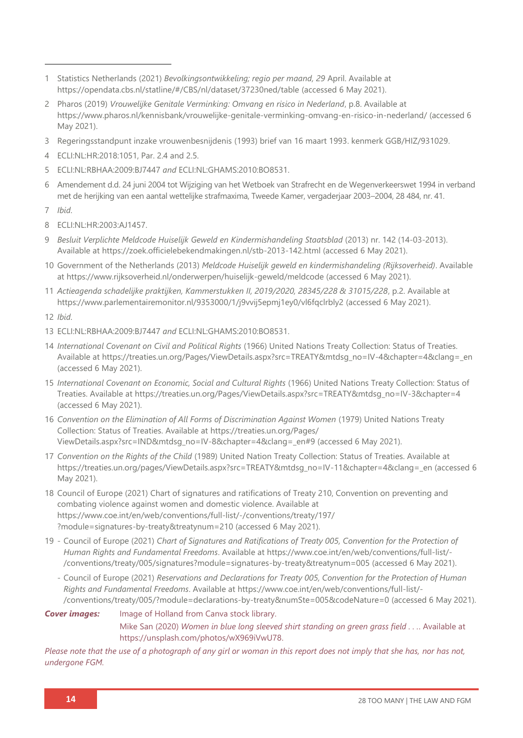1 Statistics Netherlands (2021) *Bevolkingsontwikkeling; regio per maand, 29* April. Available at https://opendata.cbs.nl/statline/#/CBS/nl/dataset/37230ned/table (accessed 6 May 2021).

2 Pharos (2019) *Vrouwelijke Genitale Verminking: Omvang en risico in Nederland*, p.8. Available at https://www.pharos.nl/kennisbank/vrouwelijke-genitale-verminking-omvang-en-risico-in-nederland/ (accessed 6 May 2021).

3 Regeringsstandpunt inzake vrouwenbesnijdenis (1993) brief van 16 maart 1993. kenmerk GGB/HIZ/931029.

4 ECLI:NL:HR:2018:1051, Par. 2.4 and 2.5.

5 ECLI:NL:RBHAA:2009:BJ7447 *and* ECLI:NL:GHAMS:2010:BO8531.

6 Amendement d.d. 24 juni 2004 tot Wijziging van het Wetboek van Strafrecht en de Wegenverkeerswet 1994 in verband met de herijking van een aantal wettelijke strafmaxima, Tweede Kamer, vergaderjaar 2003–2004, 28 484, nr. 41.

7 *Ibid.*

8 ECLI:NL:HR:2003:AJ1457.

9 *Besluit Verplichte Meldcode Huiselijk Geweld en Kindermishandeling Staatsblad* (2013) nr. 142 (14-03-2013). Available at https://zoek.officielebekendmakingen.nl/stb-2013-142.html (accessed 6 May 2021).

10 Government of the Netherlands (2013) *Meldcode Huiselijk geweld en kindermishandeling (Rijksoverheid)*. Available at https://www.rijksoverheid.nl/onderwerpen/huiselijk-geweld/meldcode (accessed 6 May 2021).

11 *Actieagenda schadelijke praktijken, Kammerstukken II, 2019/2020, 28345/228 & 31015/228*, p.2. Available at https://www.parlementairemonitor.nl/9353000/1/j9vvij5epmj1ey0/vl6fqclrbly2 (accessed 6 May 2021).

12 *Ibid.*

13 ECLI:NL:RBHAA:2009:BJ7447 *and* ECLI:NL:GHAMS:2010:BO8531.

14 *International Covenant on Civil and Political Rights* (1966) United Nations Treaty Collection: Status of Treaties. Available at https://treaties.un.org/Pages/ViewDetails.aspx?src=TREATY&mtdsg_no=IV-4&chapter=4&clang=_en (accessed 6 May 2021).

15 *International Covenant on Economic, Social and Cultural Rights* (1966) United Nations Treaty Collection: Status of Treaties. Available at https://treaties.un.org/Pages/ViewDetails.aspx?src=TREATY&mtdsg_no=IV-3&chapter=4 (accessed 6 May 2021).

16 *Convention on the Elimination of All Forms of Discrimination Against Women* (1979) United Nations Treaty Collection: Status of Treaties. Available at https://treaties.un.org/Pages/ViewDetails.aspx?src=IND&mtdsg_no=IV-8&chapter=4&clang=_en#9 (accessed 6 May 2021).

17 *Convention on the Rights of the Child* (1989) United Nation Treaty Collection: Status of Treaties. Available at https://treaties.un.org/pages/ViewDetails.aspx?src=TREATY&mtdsg_no=IV-11&chapter=4&clang=_en (accessed 6 May 2021).

18 Council of Europe (2021) Chart of signatures and ratifications of Treaty 210, Convention on preventing and combating violence against women and domestic violence. Available at https://www.coe.int/en/web/conventions/full-list/-/conventions/treaty/197/?module=signatures-by-treaty&treatynum=210 (accessed 6 May 2021).

19 - Council of Europe (2021) *Chart of Signatures and Ratifications of Treaty 005, Convention for the Protection of Human Rights and Fundamental Freedoms*. Available at https://www.coe.int/en/web/conventions/full-list/-/conventions/treaty/005/signatures?module=signatures-by-treaty&treatynum=005 (accessed 6 May 2021).

- Council of Europe (2021) *Reservations and Declarations for Treaty 005, Convention for the Protection of Human Rights and Fundamental Freedoms*. Available at https://www.coe.int/en/web/conventions/full-list/-/conventions/treaty/005/?module=declarations-by-treaty&numSte=005&codeNature=0 (accessed 6 May 2021).

***Cover images:*** Image of Holland from Canva stock library.

Mike San (2020) *Women in blue long sleeved shirt standing on green grass field . . .*. Available at https://unsplash.com/photos/wX969iVwU78.

*Please note that the use of a photograph of any girl or woman in this report does not imply that she has, nor has not, undergone FGM.*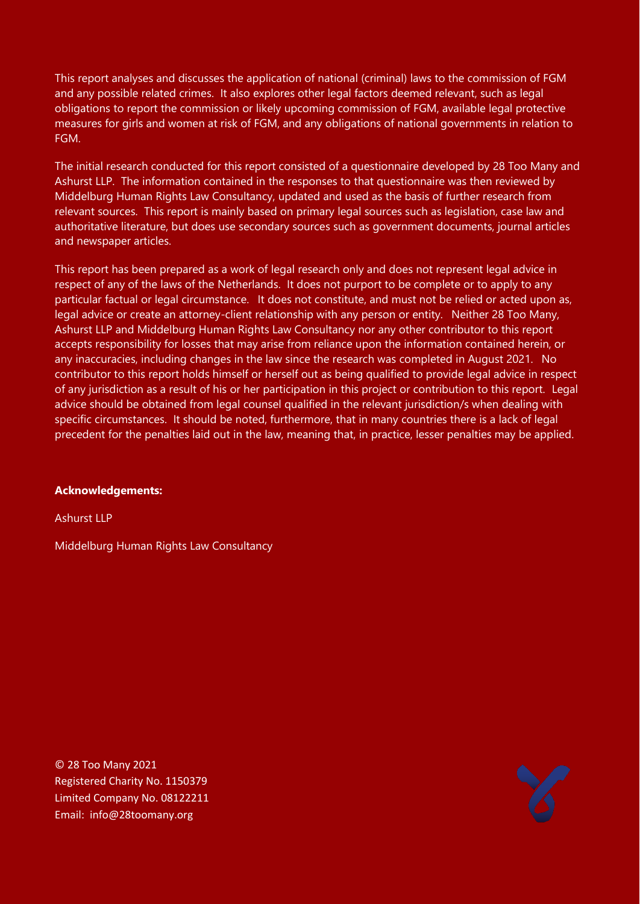This report analyses and discusses the application of national (criminal) laws to the commission of FGM and any possible related crimes. It also explores other legal factors deemed relevant, such as legal obligations to report the commission or likely upcoming commission of FGM, available legal protective measures for girls and women at risk of FGM, and any obligations of national governments in relation to FGM.

The initial research conducted for this report consisted of a questionnaire developed by 28 Too Many and Ashurst LLP. The information contained in the responses to that questionnaire was then reviewed by Middelburg Human Rights Law Consultancy, updated and used as the basis of further research from relevant sources. This report is mainly based on primary legal sources such as legislation, case law and authoritative literature, but does use secondary sources such as government documents, journal articles and newspaper articles.

This report has been prepared as a work of legal research only and does not represent legal advice in respect of any of the laws of the Netherlands. It does not purport to be complete or to apply to any particular factual or legal circumstance. It does not constitute, and must not be relied or acted upon as, legal advice or create an attorney-client relationship with any person or entity. Neither 28 Too Many, Ashurst LLP and Middelburg Human Rights Law Consultancy nor any other contributor to this report accepts responsibility for losses that may arise from reliance upon the information contained herein, or any inaccuracies, including changes in the law since the research was completed in August 2021. No contributor to this report holds himself or herself out as being qualified to provide legal advice in respect of any jurisdiction as a result of his or her participation in this project or contribution to this report. Legal advice should be obtained from legal counsel qualified in the relevant jurisdiction/s when dealing with specific circumstances. It should be noted, furthermore, that in many countries there is a lack of legal precedent for the penalties laid out in the law, meaning that, in practice, lesser penalties may be applied.

**Acknowledgements:**

Ashurst LLP

Middelburg Human Rights Law Consultancy

© 28 Too Many 2021
Registered Charity No. 1150379
Limited Company No. 08122211
Email: info@28toomany.org